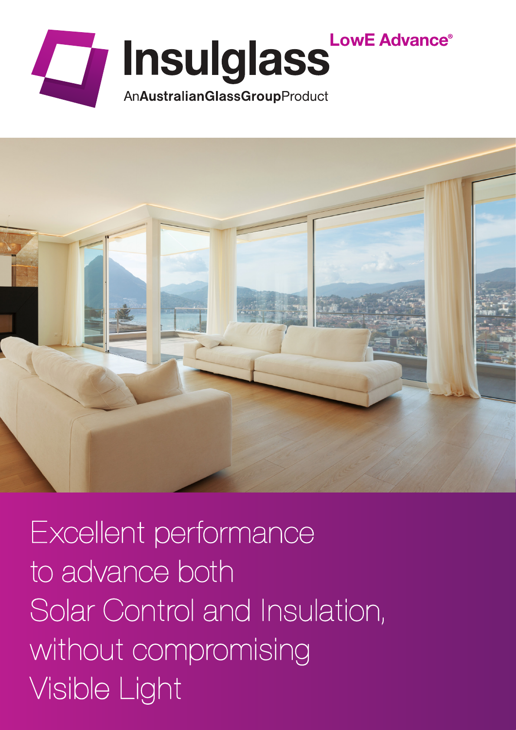LowE Advance®

# Insulglass

An**AustralianGlassGroup**Product

Excellent performance to advance both Solar Control and Insulation, without compromising Visible Light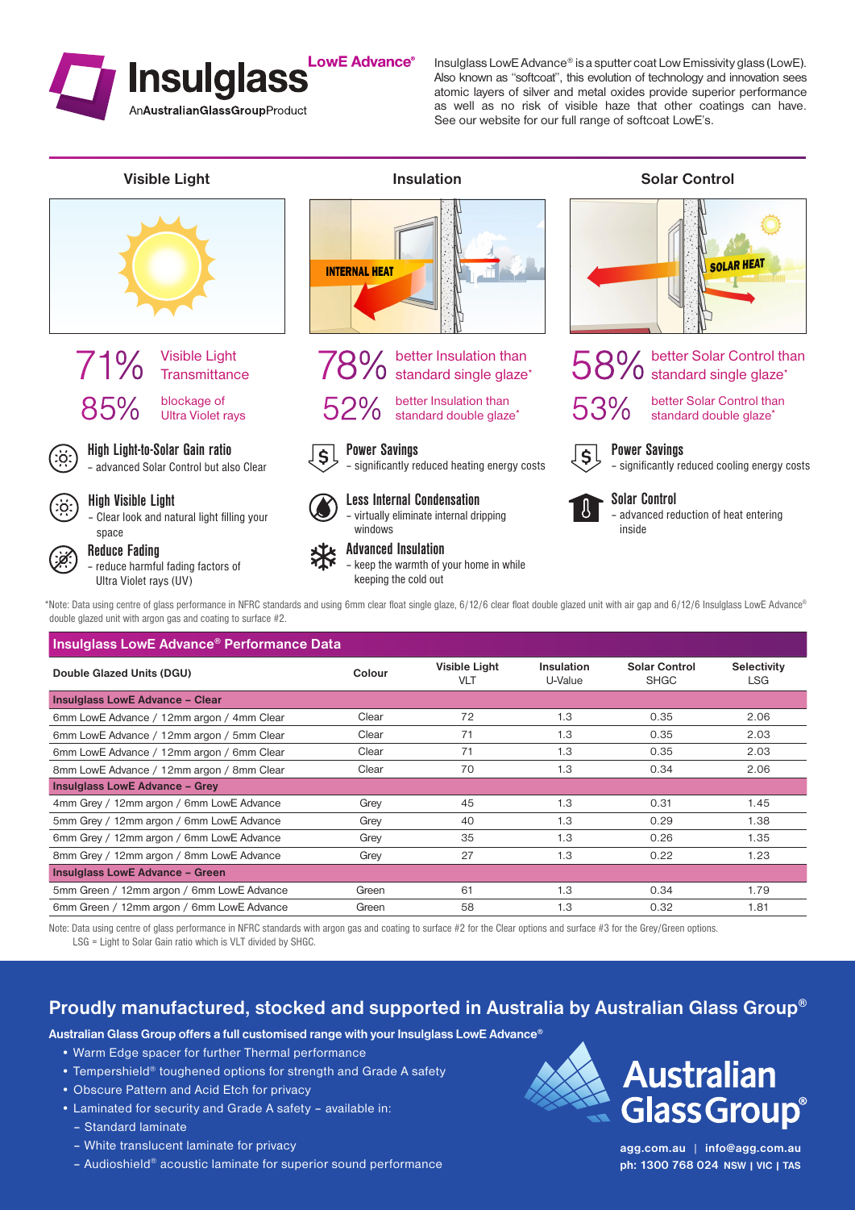# Insulglass LowE Advance®

An Australian Glass Group Product

Insulglass LowE Advance® is a sputter coat Low Emissivity glass (LowE). Also known as "softcoat", this evolution of technology and innovation sees atomic layers of silver and metal oxides provide superior performance as well as no risk of visible haze that other coatings can have. See our website for our full range of softcoat LowE's.

## Visible Light

**71%** Visible Light Transmittance

**85%** blockage of Ultra Violet rays

**High Light-to-Solar Gain ratio**
– advanced Solar Control but also Clear

**High Visible Light**
– Clear look and natural light filling your space

**Reduce Fading**
– reduce harmful fading factors of Ultra Violet rays (UV)

## Insulation

INTERNAL HEAT

**78%** better Insulation than standard single glaze*

**52%** better Insulation than standard double glaze*

**Power Savings**
– significantly reduced heating energy costs

**Less Internal Condensation**
– virtually eliminate internal dripping windows

**Advanced Insulation**
– keep the warmth of your home in while keeping the cold out

## Solar Control

SOLAR HEAT

**58%** better Solar Control than standard single glaze*

**53%** better Solar Control than standard double glaze*

**Power Savings**
– significantly reduced cooling energy costs

**Solar Control**
– advanced reduction of heat entering inside

*Note: Data using centre of glass performance in NFRC standards and using 6mm clear float single glaze, 6/12/6 clear float double glazed unit with air gap and 6/12/6 Insulglass LowE Advance® double glazed unit with argon gas and coating to surface #2.

## Insulglass LowE Advance® Performance Data

| Double Glazed Units (DGU) | Colour | Visible Light VLT | Insulation U-Value | Solar Control SHGC | Selectivity LSG |
|---|---|---|---|---|---|
| **Insulglass LowE Advance – Clear** | | | | | |
| 6mm LowE Advance / 12mm argon / 4mm Clear | Clear | 72 | 1.3 | 0.35 | 2.06 |
| 6mm LowE Advance / 12mm argon / 5mm Clear | Clear | 71 | 1.3 | 0.35 | 2.03 |
| 6mm LowE Advance / 12mm argon / 6mm Clear | Clear | 71 | 1.3 | 0.35 | 2.03 |
| 8mm LowE Advance / 12mm argon / 8mm Clear | Clear | 70 | 1.3 | 0.34 | 2.06 |
| **Insulglass LowE Advance – Grey** | | | | | |
| 4mm Grey / 12mm argon / 6mm LowE Advance | Grey | 45 | 1.3 | 0.31 | 1.45 |
| 5mm Grey / 12mm argon / 6mm LowE Advance | Grey | 40 | 1.3 | 0.29 | 1.38 |
| 6mm Grey / 12mm argon / 6mm LowE Advance | Grey | 35 | 1.3 | 0.26 | 1.35 |
| 8mm Grey / 12mm argon / 8mm LowE Advance | Grey | 27 | 1.3 | 0.22 | 1.23 |
| **Insulglass LowE Advance – Green** | | | | | |
| 5mm Green / 12mm argon / 6mm LowE Advance | Green | 61 | 1.3 | 0.34 | 1.79 |
| 6mm Green / 12mm argon / 6mm LowE Advance | Green | 58 | 1.3 | 0.32 | 1.81 |

Note: Data using centre of glass performance in NFRC standards with argon gas and coating to surface #2 for the Clear options and surface #3 for the Grey/Green options.
LSG = Light to Solar Gain ratio which is VLT divided by SHGC.

## Proudly manufactured, stocked and supported in Australia by Australian Glass Group®

**Australian Glass Group offers a full customised range with your Insulglass LowE Advance®**

- Warm Edge spacer for further Thermal performance
- Tempershield® toughened options for strength and Grade A safety
- Obscure Pattern and Acid Etch for privacy
- Laminated for security and Grade A safety – available in:
  - Standard laminate
  - White translucent laminate for privacy
  - Audioshield® acoustic laminate for superior sound performance

**Australian Glass Group®**

agg.com.au | info@agg.com.au
ph: 1300 768 024 NSW | VIC | TAS